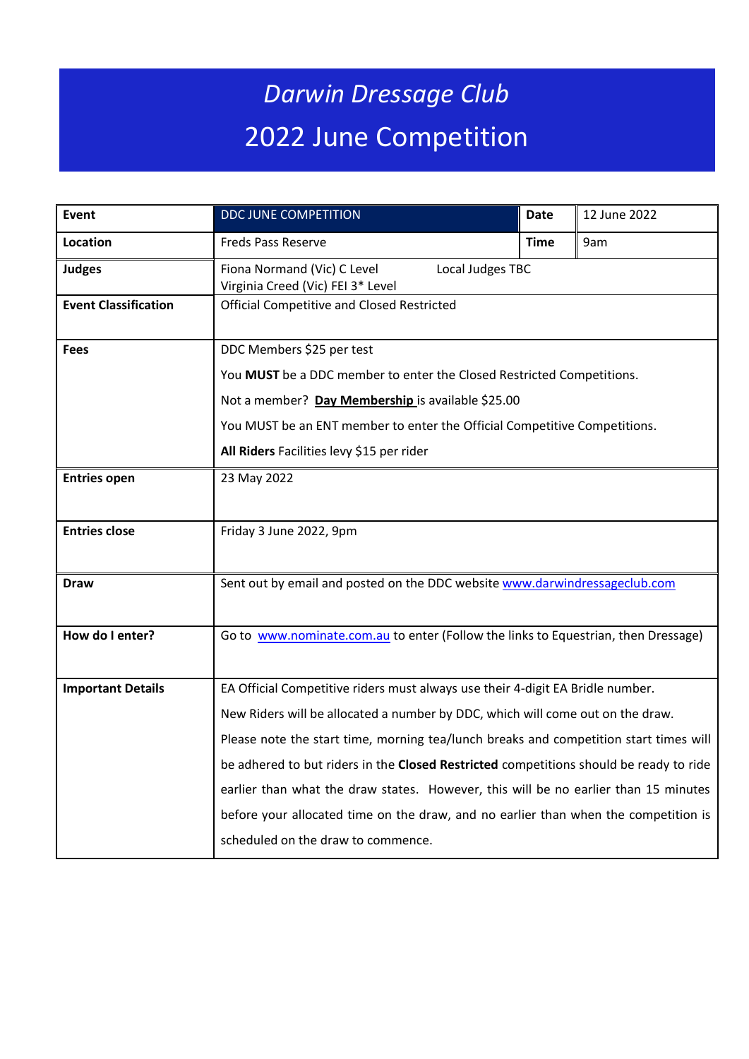# *Darwin Dressage Club*

# 2022 June Competition

| **Event** | DDC JUNE COMPETITION | **Date** | 12 June 2022 |
|---|---|---|---|
| **Location** | Freds Pass Reserve | **Time** | 9am |
| **Judges** | Fiona Normand (Vic) C Level<br>Virginia Creed (Vic) FEI 3* Level<br>Local Judges TBC | | |
| **Event Classification** | Official Competitive and Closed Restricted | | |
| **Fees** | DDC Members $25 per test<br>You **MUST** be a DDC member to enter the Closed Restricted Competitions.<br>Not a member? **Day Membership** is available $25.00<br>You MUST be an ENT member to enter the Official Competitive Competitions.<br>**All Riders** Facilities levy $15 per rider | | |
| **Entries open** | 23 May 2022 | | |
| **Entries close** | Friday 3 June 2022, 9pm | | |
| **Draw** | Sent out by email and posted on the DDC website www.darwindressageclub.com | | |
| **How do I enter?** | Go to www.nominate.com.au to enter (Follow the links to Equestrian, then Dressage) | | |
| **Important Details** | EA Official Competitive riders must always use their 4-digit EA Bridle number.<br>New Riders will be allocated a number by DDC, which will come out on the draw.<br>Please note the start time, morning tea/lunch breaks and competition start times will be adhered to but riders in the **Closed Restricted** competitions should be ready to ride earlier than what the draw states. However, this will be no earlier than 15 minutes before your allocated time on the draw, and no earlier than when the competition is scheduled on the draw to commence. | | |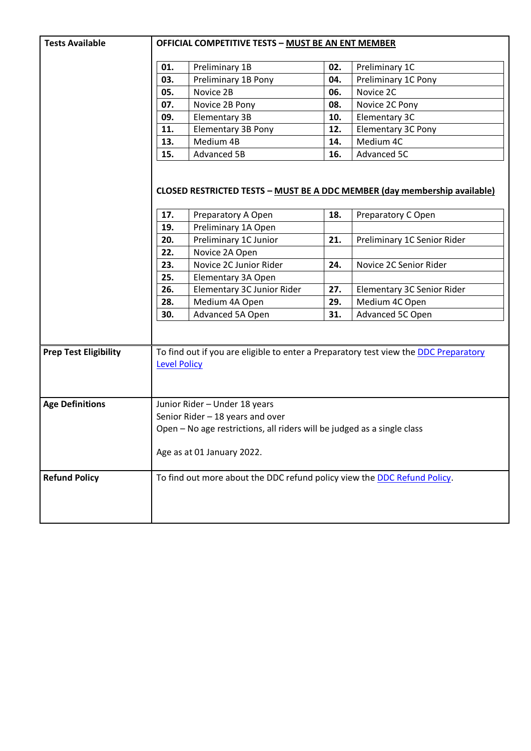**Tests Available**

**OFFICIAL COMPETITIVE TESTS – MUST BE AN ENT MEMBER**

| | | | |
|---|---|---|---|
| **01.** | Preliminary 1B | **02.** | Preliminary 1C |
| **03.** | Preliminary 1B Pony | **04.** | Preliminary 1C Pony |
| **05.** | Novice 2B | **06.** | Novice 2C |
| **07.** | Novice 2B Pony | **08.** | Novice 2C Pony |
| **09.** | Elementary 3B | **10.** | Elementary 3C |
| **11.** | Elementary 3B Pony | **12.** | Elementary 3C Pony |
| **13.** | Medium 4B | **14.** | Medium 4C |
| **15.** | Advanced 5B | **16.** | Advanced 5C |

**CLOSED RESTRICTED TESTS – MUST BE A DDC MEMBER (day membership available)**

| | | | |
|---|---|---|---|
| **17.** | Preparatory A Open | **18.** | Preparatory C Open |
| **19.** | Preliminary 1A Open | | |
| **20.** | Preliminary 1C Junior | **21.** | Preliminary 1C Senior Rider |
| **22.** | Novice 2A Open | | |
| **23.** | Novice 2C Junior Rider | **24.** | Novice 2C Senior Rider |
| **25.** | Elementary 3A Open | | |
| **26.** | Elementary 3C Junior Rider | **27.** | Elementary 3C Senior Rider |
| **28.** | Medium 4A Open | **29.** | Medium 4C Open |
| **30.** | Advanced 5A Open | **31.** | Advanced 5C Open |

**Prep Test Eligibility**

To find out if you are eligible to enter a Preparatory test view the DDC Preparatory Level Policy

**Age Definitions**

Junior Rider – Under 18 years
Senior Rider – 18 years and over
Open – No age restrictions, all riders will be judged as a single class

Age as at 01 January 2022.

**Refund Policy**

To find out more about the DDC refund policy view the DDC Refund Policy.